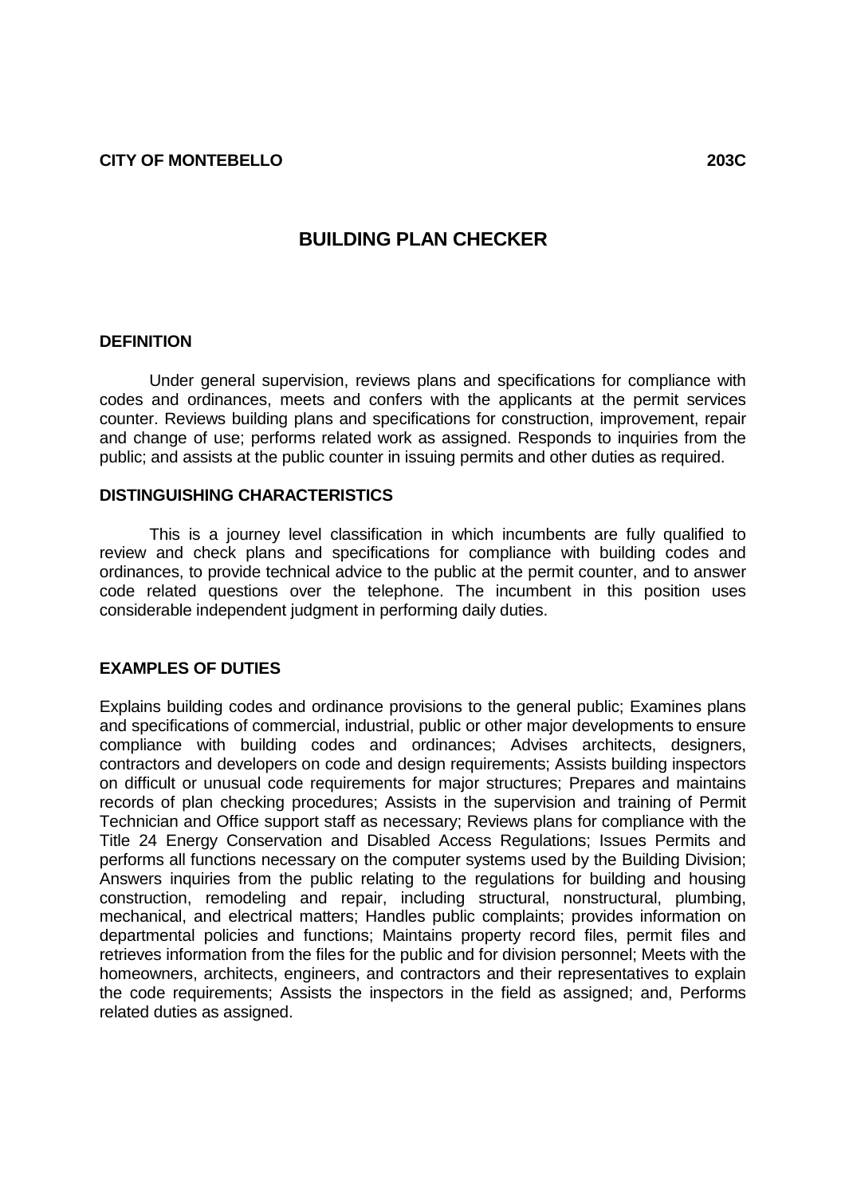**CITY OF MONTEBELLO** **203C**

# BUILDING PLAN CHECKER

## DEFINITION

Under general supervision, reviews plans and specifications for compliance with codes and ordinances, meets and confers with the applicants at the permit services counter. Reviews building plans and specifications for construction, improvement, repair and change of use; performs related work as assigned. Responds to inquiries from the public; and assists at the public counter in issuing permits and other duties as required.

## DISTINGUISHING CHARACTERISTICS

This is a journey level classification in which incumbents are fully qualified to review and check plans and specifications for compliance with building codes and ordinances, to provide technical advice to the public at the permit counter, and to answer code related questions over the telephone. The incumbent in this position uses considerable independent judgment in performing daily duties.

## EXAMPLES OF DUTIES

Explains building codes and ordinance provisions to the general public; Examines plans and specifications of commercial, industrial, public or other major developments to ensure compliance with building codes and ordinances; Advises architects, designers, contractors and developers on code and design requirements; Assists building inspectors on difficult or unusual code requirements for major structures; Prepares and maintains records of plan checking procedures; Assists in the supervision and training of Permit Technician and Office support staff as necessary; Reviews plans for compliance with the Title 24 Energy Conservation and Disabled Access Regulations; Issues Permits and performs all functions necessary on the computer systems used by the Building Division; Answers inquiries from the public relating to the regulations for building and housing construction, remodeling and repair, including structural, nonstructural, plumbing, mechanical, and electrical matters; Handles public complaints; provides information on departmental policies and functions; Maintains property record files, permit files and retrieves information from the files for the public and for division personnel; Meets with the homeowners, architects, engineers, and contractors and their representatives to explain the code requirements; Assists the inspectors in the field as assigned; and, Performs related duties as assigned.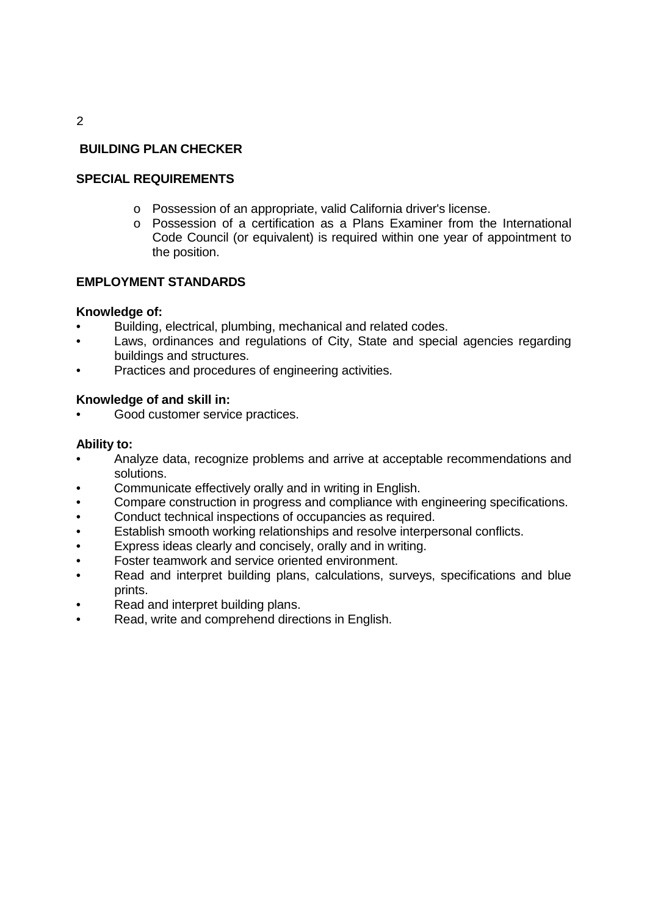## BUILDING PLAN CHECKER

### SPECIAL REQUIREMENTS

- Possession of an appropriate, valid California driver's license.
- Possession of a certification as a Plans Examiner from the International Code Council (or equivalent) is required within one year of appointment to the position.

### EMPLOYMENT STANDARDS

**Knowledge of:**

- Building, electrical, plumbing, mechanical and related codes.
- Laws, ordinances and regulations of City, State and special agencies regarding buildings and structures.
- Practices and procedures of engineering activities.

**Knowledge of and skill in:**

- Good customer service practices.

**Ability to:**

- Analyze data, recognize problems and arrive at acceptable recommendations and solutions.
- Communicate effectively orally and in writing in English.
- Compare construction in progress and compliance with engineering specifications.
- Conduct technical inspections of occupancies as required.
- Establish smooth working relationships and resolve interpersonal conflicts.
- Express ideas clearly and concisely, orally and in writing.
- Foster teamwork and service oriented environment.
- Read and interpret building plans, calculations, surveys, specifications and blue prints.
- Read and interpret building plans.
- Read, write and comprehend directions in English.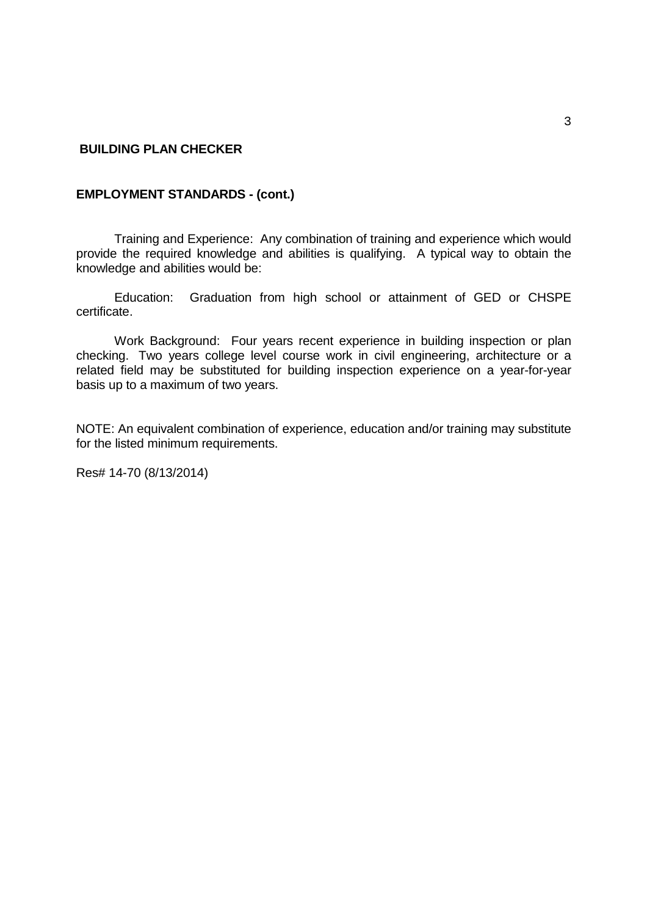**BUILDING PLAN CHECKER**

**EMPLOYMENT STANDARDS - (cont.)**

Training and Experience: Any combination of training and experience which would provide the required knowledge and abilities is qualifying. A typical way to obtain the knowledge and abilities would be:

Education: Graduation from high school or attainment of GED or CHSPE certificate.

Work Background: Four years recent experience in building inspection or plan checking. Two years college level course work in civil engineering, architecture or a related field may be substituted for building inspection experience on a year-for-year basis up to a maximum of two years.

NOTE: An equivalent combination of experience, education and/or training may substitute for the listed minimum requirements.

Res# 14-70 (8/13/2014)